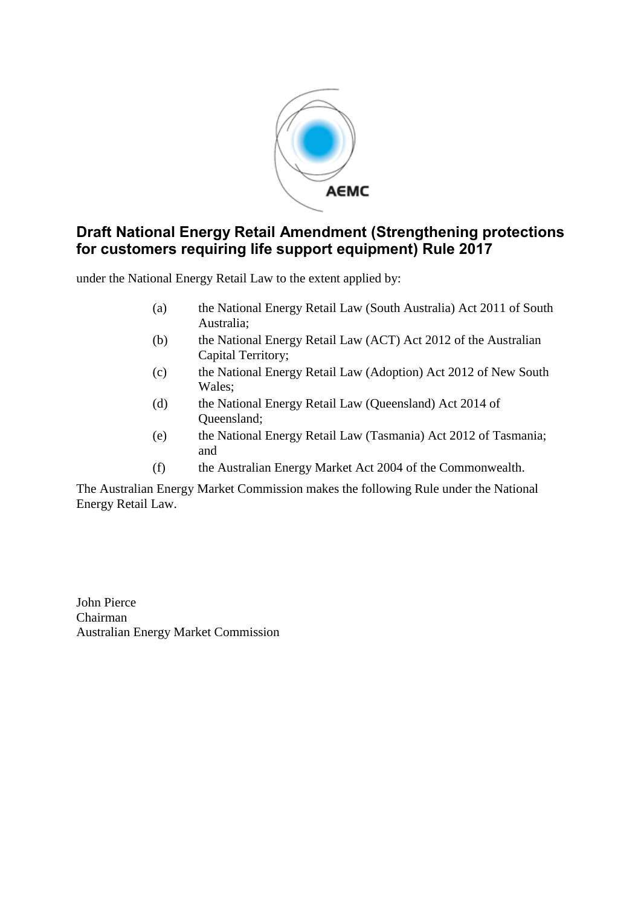# Draft National Energy Retail Amendment (Strengthening protections for customers requiring life support equipment) Rule 2017

under the National Energy Retail Law to the extent applied by:

(a) the National Energy Retail Law (South Australia) Act 2011 of South Australia;

(b) the National Energy Retail Law (ACT) Act 2012 of the Australian Capital Territory;

(c) the National Energy Retail Law (Adoption) Act 2012 of New South Wales;

(d) the National Energy Retail Law (Queensland) Act 2014 of Queensland;

(e) the National Energy Retail Law (Tasmania) Act 2012 of Tasmania; and

(f) the Australian Energy Market Act 2004 of the Commonwealth.

The Australian Energy Market Commission makes the following Rule under the National Energy Retail Law.

John Pierce
Chairman
Australian Energy Market Commission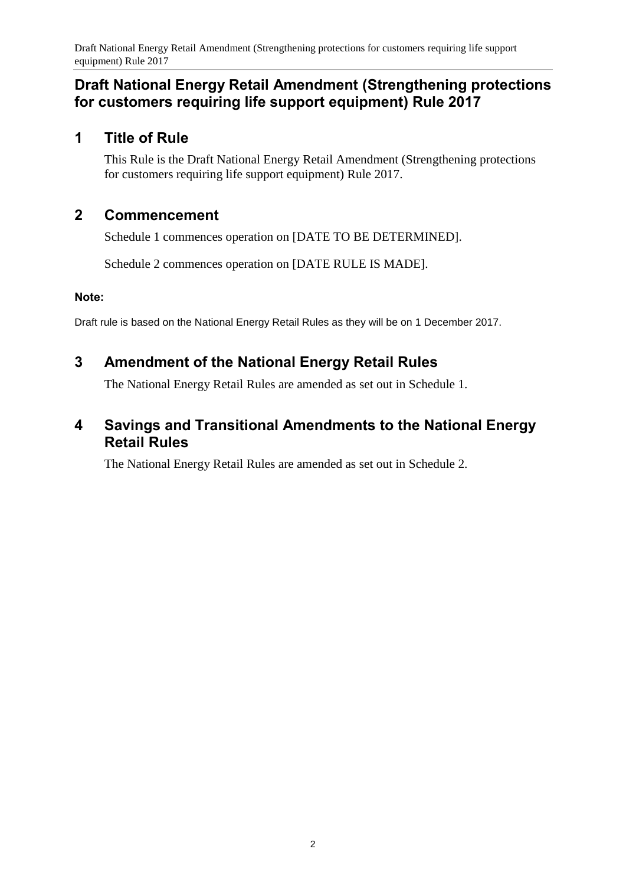# Draft National Energy Retail Amendment (Strengthening protections for customers requiring life support equipment) Rule 2017

## 1 Title of Rule

This Rule is the Draft National Energy Retail Amendment (Strengthening protections for customers requiring life support equipment) Rule 2017.

## 2 Commencement

Schedule 1 commences operation on [DATE TO BE DETERMINED].

Schedule 2 commences operation on [DATE RULE IS MADE].

**Note:**

Draft rule is based on the National Energy Retail Rules as they will be on 1 December 2017.

## 3 Amendment of the National Energy Retail Rules

The National Energy Retail Rules are amended as set out in Schedule 1.

## 4 Savings and Transitional Amendments to the National Energy Retail Rules

The National Energy Retail Rules are amended as set out in Schedule 2.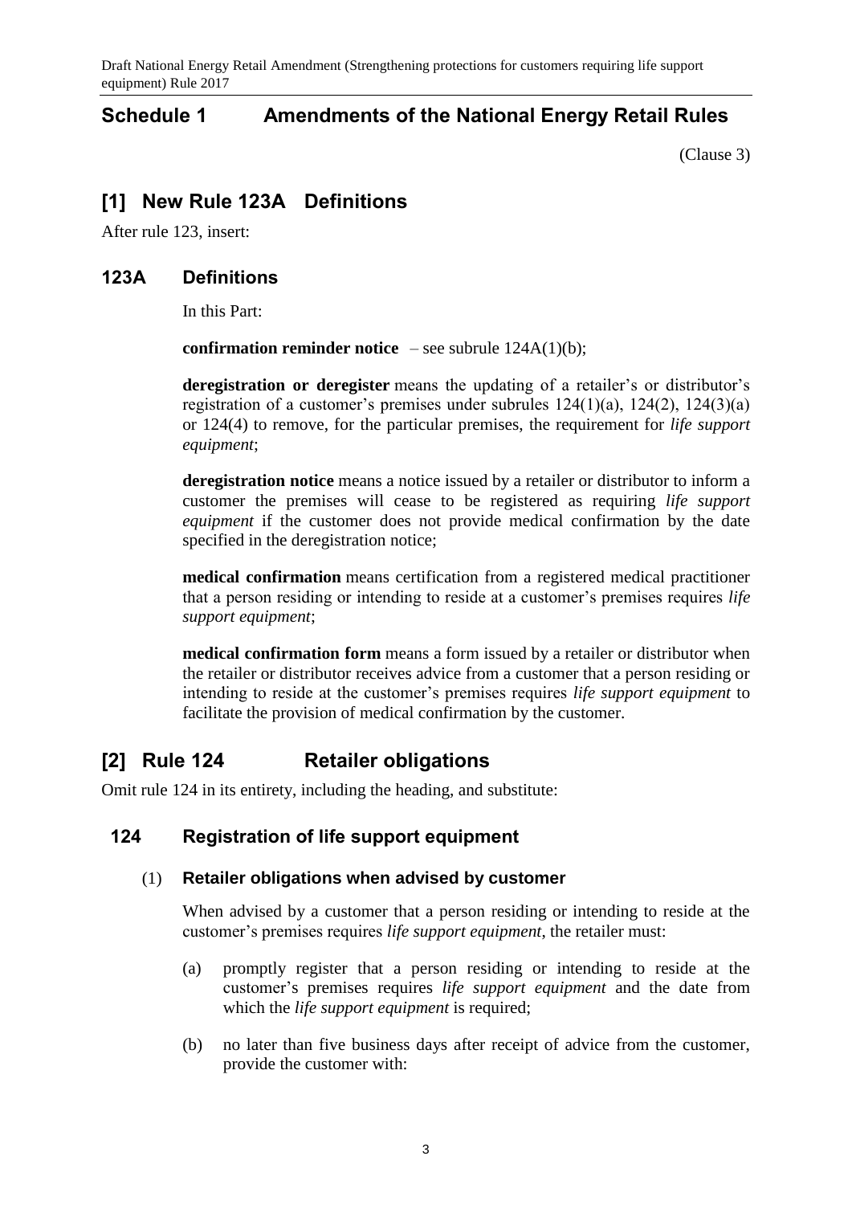# Schedule 1 Amendments of the National Energy Retail Rules

(Clause 3)

## [1] New Rule 123A Definitions

After rule 123, insert:

### 123A Definitions

In this Part:

**confirmation reminder notice** – see subrule 124A(1)(b);

**deregistration or deregister** means the updating of a retailer's or distributor's registration of a customer's premises under subrules 124(1)(a), 124(2), 124(3)(a) or 124(4) to remove, for the particular premises, the requirement for *life support equipment*;

**deregistration notice** means a notice issued by a retailer or distributor to inform a customer the premises will cease to be registered as requiring *life support equipment* if the customer does not provide medical confirmation by the date specified in the deregistration notice;

**medical confirmation** means certification from a registered medical practitioner that a person residing or intending to reside at a customer's premises requires *life support equipment*;

**medical confirmation form** means a form issued by a retailer or distributor when the retailer or distributor receives advice from a customer that a person residing or intending to reside at the customer's premises requires *life support equipment* to facilitate the provision of medical confirmation by the customer.

## [2] Rule 124 Retailer obligations

Omit rule 124 in its entirety, including the heading, and substitute:

### 124 Registration of life support equipment

(1) **Retailer obligations when advised by customer**

When advised by a customer that a person residing or intending to reside at the customer's premises requires *life support equipment*, the retailer must:

(a) promptly register that a person residing or intending to reside at the customer's premises requires *life support equipment* and the date from which the *life support equipment* is required;

(b) no later than five business days after receipt of advice from the customer, provide the customer with: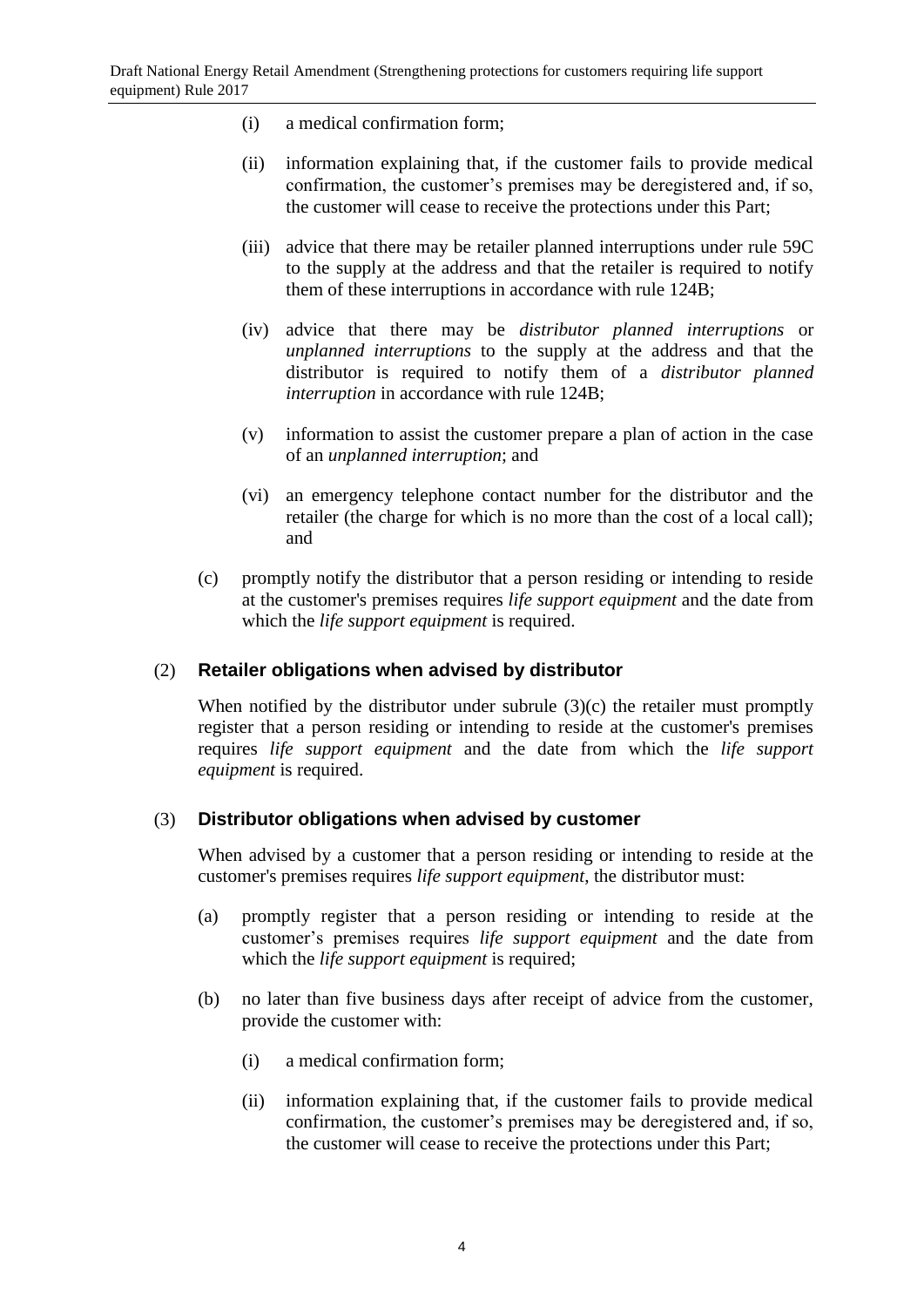(i) a medical confirmation form;

(ii) information explaining that, if the customer fails to provide medical confirmation, the customer's premises may be deregistered and, if so, the customer will cease to receive the protections under this Part;

(iii) advice that there may be retailer planned interruptions under rule 59C to the supply at the address and that the retailer is required to notify them of these interruptions in accordance with rule 124B;

(iv) advice that there may be *distributor planned interruptions* or *unplanned interruptions* to the supply at the address and that the distributor is required to notify them of a *distributor planned interruption* in accordance with rule 124B;

(v) information to assist the customer prepare a plan of action in the case of an *unplanned interruption*; and

(vi) an emergency telephone contact number for the distributor and the retailer (the charge for which is no more than the cost of a local call); and

(c) promptly notify the distributor that a person residing or intending to reside at the customer's premises requires *life support equipment* and the date from which the *life support equipment* is required.

(2) **Retailer obligations when advised by distributor**

When notified by the distributor under subrule (3)(c) the retailer must promptly register that a person residing or intending to reside at the customer's premises requires *life support equipment* and the date from which the *life support equipment* is required.

(3) **Distributor obligations when advised by customer**

When advised by a customer that a person residing or intending to reside at the customer's premises requires *life support equipment*, the distributor must:

(a) promptly register that a person residing or intending to reside at the customer's premises requires *life support equipment* and the date from which the *life support equipment* is required;

(b) no later than five business days after receipt of advice from the customer, provide the customer with:

(i) a medical confirmation form;

(ii) information explaining that, if the customer fails to provide medical confirmation, the customer's premises may be deregistered and, if so, the customer will cease to receive the protections under this Part;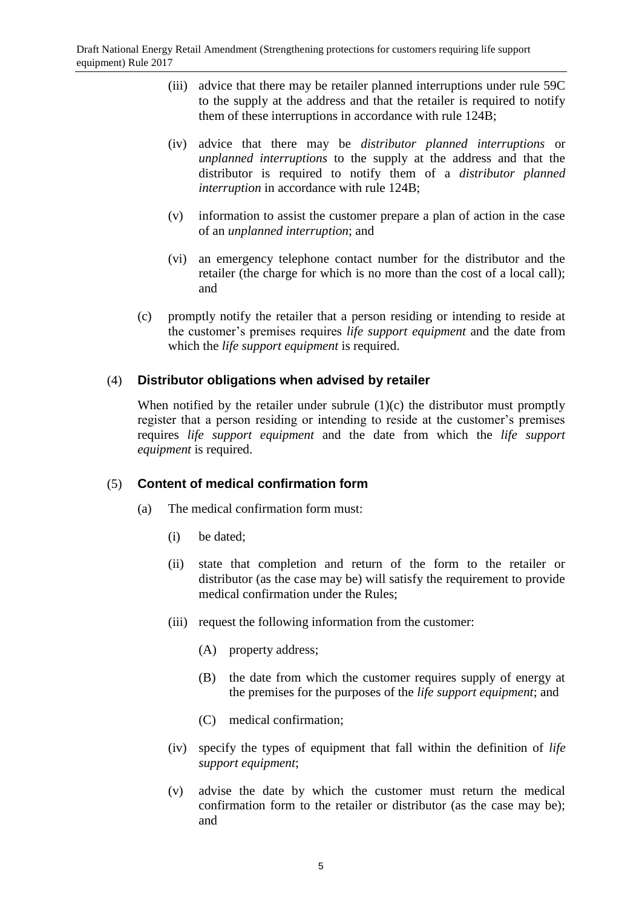(iii) advice that there may be retailer planned interruptions under rule 59C to the supply at the address and that the retailer is required to notify them of these interruptions in accordance with rule 124B;

(iv) advice that there may be *distributor planned interruptions* or *unplanned interruptions* to the supply at the address and that the distributor is required to notify them of a *distributor planned interruption* in accordance with rule 124B;

(v) information to assist the customer prepare a plan of action in the case of an *unplanned interruption*; and

(vi) an emergency telephone contact number for the distributor and the retailer (the charge for which is no more than the cost of a local call); and

(c) promptly notify the retailer that a person residing or intending to reside at the customer's premises requires *life support equipment* and the date from which the *life support equipment* is required.

(4) **Distributor obligations when advised by retailer**

When notified by the retailer under subrule (1)(c) the distributor must promptly register that a person residing or intending to reside at the customer's premises requires *life support equipment* and the date from which the *life support equipment* is required.

(5) **Content of medical confirmation form**

(a) The medical confirmation form must:

(i) be dated;

(ii) state that completion and return of the form to the retailer or distributor (as the case may be) will satisfy the requirement to provide medical confirmation under the Rules;

(iii) request the following information from the customer:

(A) property address;

(B) the date from which the customer requires supply of energy at the premises for the purposes of the *life support equipment*; and

(C) medical confirmation;

(iv) specify the types of equipment that fall within the definition of *life support equipment*;

(v) advise the date by which the customer must return the medical confirmation form to the retailer or distributor (as the case may be); and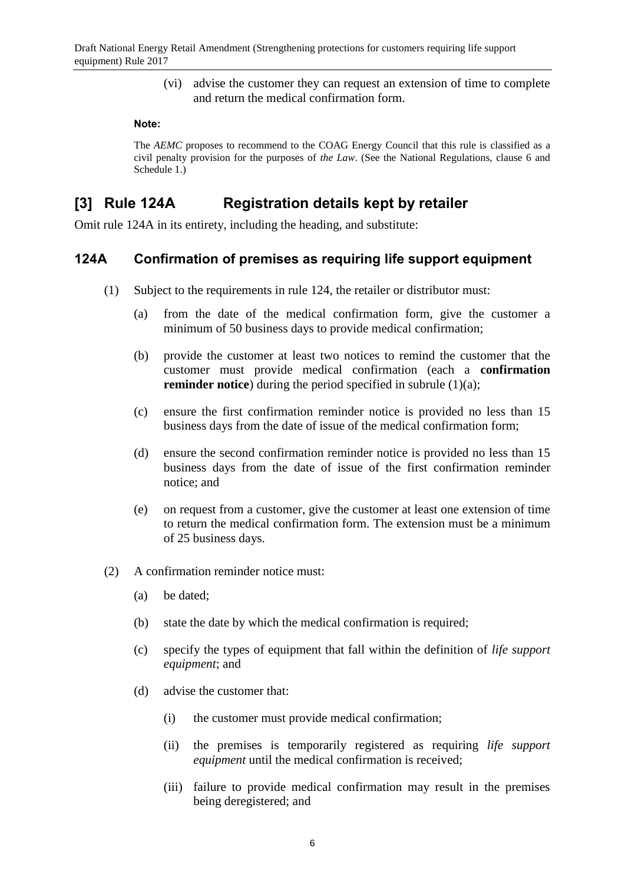(vi) advise the customer they can request an extension of time to complete and return the medical confirmation form.

**Note:**

The *AEMC* proposes to recommend to the COAG Energy Council that this rule is classified as a civil penalty provision for the purposes of *the Law*. (See the National Regulations, clause 6 and Schedule 1.)

## [3] Rule 124A Registration details kept by retailer

Omit rule 124A in its entirety, including the heading, and substitute:

### 124A Confirmation of premises as requiring life support equipment

(1) Subject to the requirements in rule 124, the retailer or distributor must:

(a) from the date of the medical confirmation form, give the customer a minimum of 50 business days to provide medical confirmation;

(b) provide the customer at least two notices to remind the customer that the customer must provide medical confirmation (each a **confirmation reminder notice**) during the period specified in subrule (1)(a);

(c) ensure the first confirmation reminder notice is provided no less than 15 business days from the date of issue of the medical confirmation form;

(d) ensure the second confirmation reminder notice is provided no less than 15 business days from the date of issue of the first confirmation reminder notice; and

(e) on request from a customer, give the customer at least one extension of time to return the medical confirmation form. The extension must be a minimum of 25 business days.

(2) A confirmation reminder notice must:

(a) be dated;

(b) state the date by which the medical confirmation is required;

(c) specify the types of equipment that fall within the definition of *life support equipment*; and

(d) advise the customer that:

(i) the customer must provide medical confirmation;

(ii) the premises is temporarily registered as requiring *life support equipment* until the medical confirmation is received;

(iii) failure to provide medical confirmation may result in the premises being deregistered; and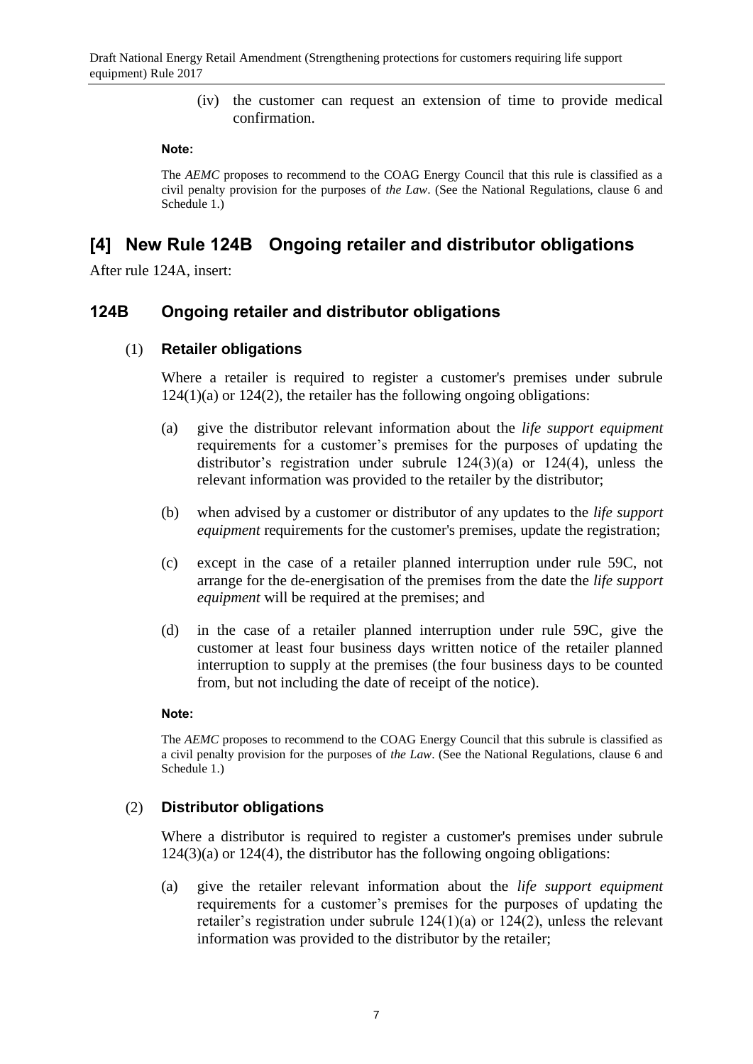(iv) the customer can request an extension of time to provide medical confirmation.

**Note:**

The *AEMC* proposes to recommend to the COAG Energy Council that this rule is classified as a civil penalty provision for the purposes of *the Law*. (See the National Regulations, clause 6 and Schedule 1.)

## [4] New Rule 124B Ongoing retailer and distributor obligations

After rule 124A, insert:

### 124B Ongoing retailer and distributor obligations

(1) **Retailer obligations**

Where a retailer is required to register a customer's premises under subrule 124(1)(a) or 124(2), the retailer has the following ongoing obligations:

(a) give the distributor relevant information about the *life support equipment* requirements for a customer's premises for the purposes of updating the distributor's registration under subrule 124(3)(a) or 124(4), unless the relevant information was provided to the retailer by the distributor;

(b) when advised by a customer or distributor of any updates to the *life support equipment* requirements for the customer's premises, update the registration;

(c) except in the case of a retailer planned interruption under rule 59C, not arrange for the de-energisation of the premises from the date the *life support equipment* will be required at the premises; and

(d) in the case of a retailer planned interruption under rule 59C, give the customer at least four business days written notice of the retailer planned interruption to supply at the premises (the four business days to be counted from, but not including the date of receipt of the notice).

**Note:**

The *AEMC* proposes to recommend to the COAG Energy Council that this subrule is classified as a civil penalty provision for the purposes of *the Law*. (See the National Regulations, clause 6 and Schedule 1.)

(2) **Distributor obligations**

Where a distributor is required to register a customer's premises under subrule 124(3)(a) or 124(4), the distributor has the following ongoing obligations:

(a) give the retailer relevant information about the *life support equipment* requirements for a customer's premises for the purposes of updating the retailer's registration under subrule 124(1)(a) or 124(2), unless the relevant information was provided to the distributor by the retailer;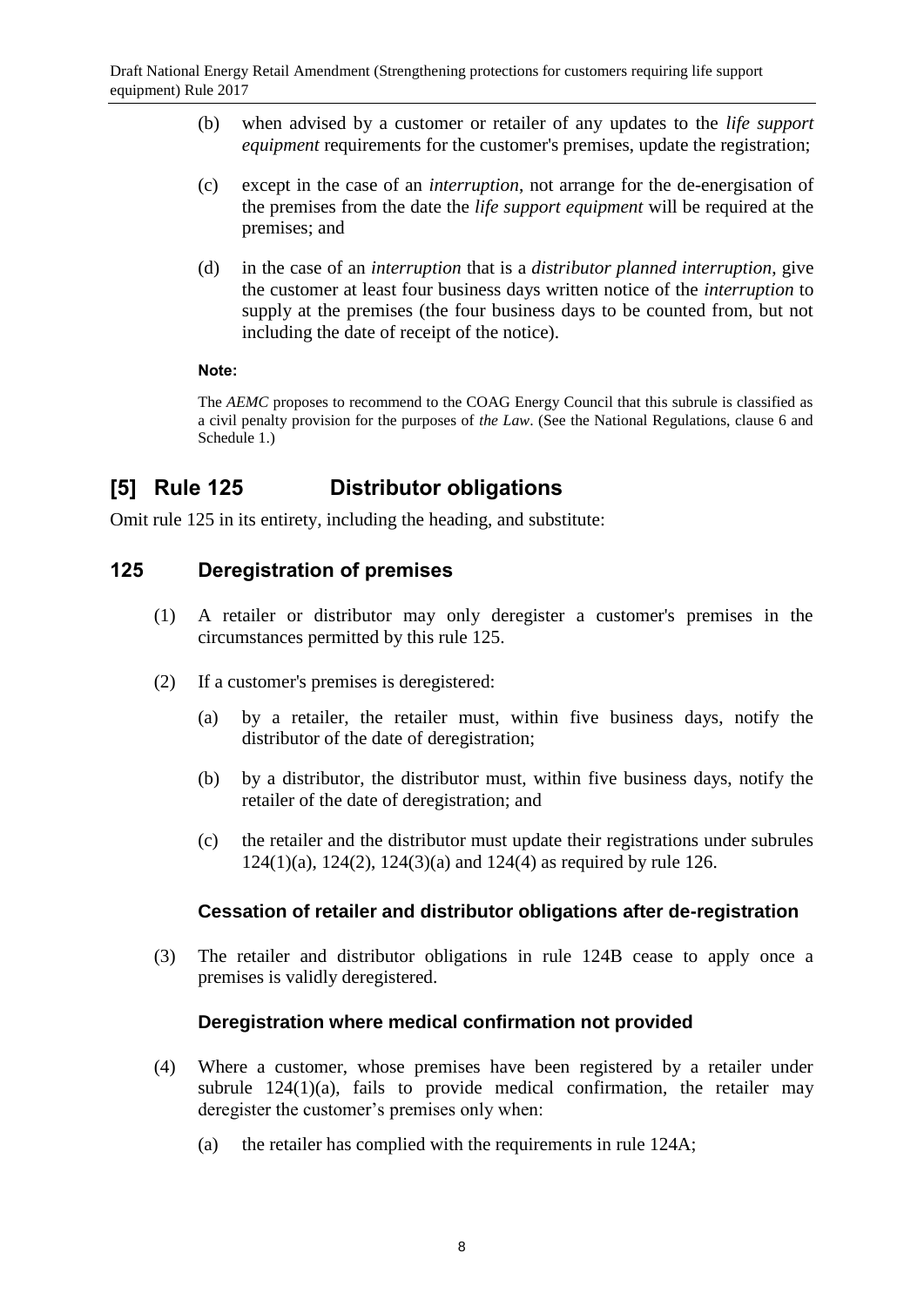(b) when advised by a customer or retailer of any updates to the *life support equipment* requirements for the customer's premises, update the registration;

(c) except in the case of an *interruption*, not arrange for the de-energisation of the premises from the date the *life support equipment* will be required at the premises; and

(d) in the case of an *interruption* that is a *distributor planned interruption*, give the customer at least four business days written notice of the *interruption* to supply at the premises (the four business days to be counted from, but not including the date of receipt of the notice).

**Note:**

The *AEMC* proposes to recommend to the COAG Energy Council that this subrule is classified as a civil penalty provision for the purposes of *the Law*. (See the National Regulations, clause 6 and Schedule 1.)

## [5] Rule 125 Distributor obligations

Omit rule 125 in its entirety, including the heading, and substitute:

### 125 Deregistration of premises

(1) A retailer or distributor may only deregister a customer's premises in the circumstances permitted by this rule 125.

(2) If a customer's premises is deregistered:

(a) by a retailer, the retailer must, within five business days, notify the distributor of the date of deregistration;

(b) by a distributor, the distributor must, within five business days, notify the retailer of the date of deregistration; and

(c) the retailer and the distributor must update their registrations under subrules 124(1)(a), 124(2), 124(3)(a) and 124(4) as required by rule 126.

#### Cessation of retailer and distributor obligations after de-registration

(3) The retailer and distributor obligations in rule 124B cease to apply once a premises is validly deregistered.

#### Deregistration where medical confirmation not provided

(4) Where a customer, whose premises have been registered by a retailer under subrule 124(1)(a), fails to provide medical confirmation, the retailer may deregister the customer's premises only when:

(a) the retailer has complied with the requirements in rule 124A;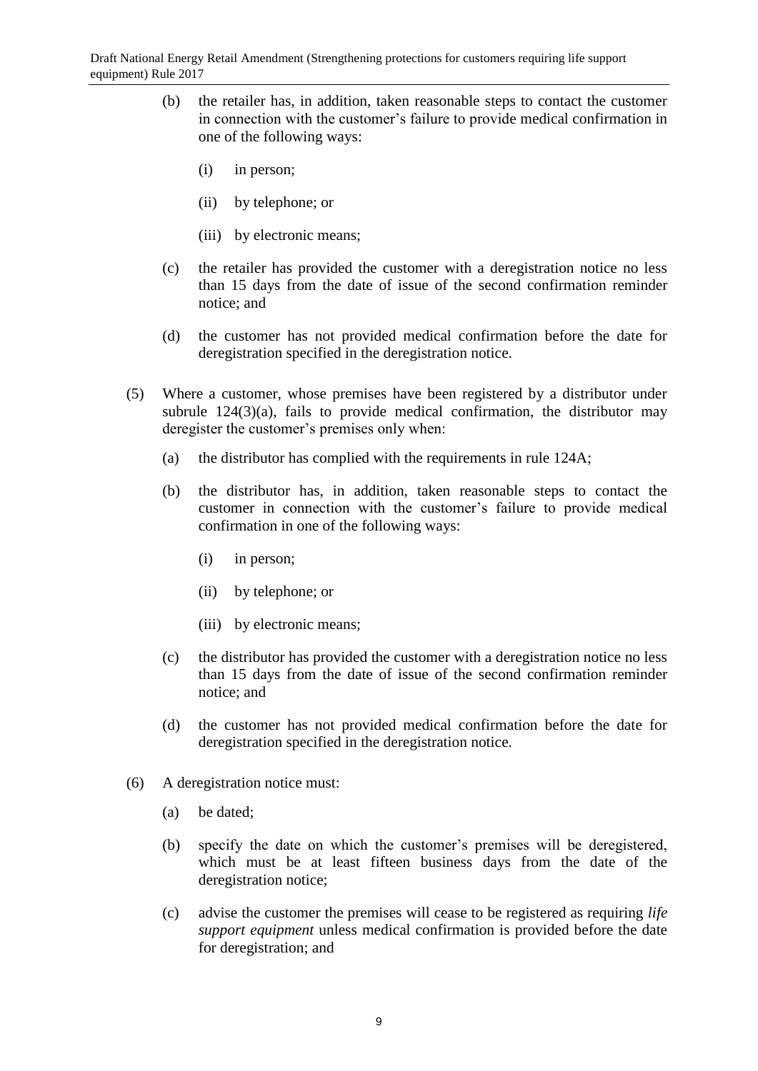(b) the retailer has, in addition, taken reasonable steps to contact the customer in connection with the customer's failure to provide medical confirmation in one of the following ways:

(i) in person;

(ii) by telephone; or

(iii) by electronic means;

(c) the retailer has provided the customer with a deregistration notice no less than 15 days from the date of issue of the second confirmation reminder notice; and

(d) the customer has not provided medical confirmation before the date for deregistration specified in the deregistration notice.

(5) Where a customer, whose premises have been registered by a distributor under subrule 124(3)(a), fails to provide medical confirmation, the distributor may deregister the customer's premises only when:

(a) the distributor has complied with the requirements in rule 124A;

(b) the distributor has, in addition, taken reasonable steps to contact the customer in connection with the customer's failure to provide medical confirmation in one of the following ways:

(i) in person;

(ii) by telephone; or

(iii) by electronic means;

(c) the distributor has provided the customer with a deregistration notice no less than 15 days from the date of issue of the second confirmation reminder notice; and

(d) the customer has not provided medical confirmation before the date for deregistration specified in the deregistration notice.

(6) A deregistration notice must:

(a) be dated;

(b) specify the date on which the customer's premises will be deregistered, which must be at least fifteen business days from the date of the deregistration notice;

(c) advise the customer the premises will cease to be registered as requiring *life support equipment* unless medical confirmation is provided before the date for deregistration; and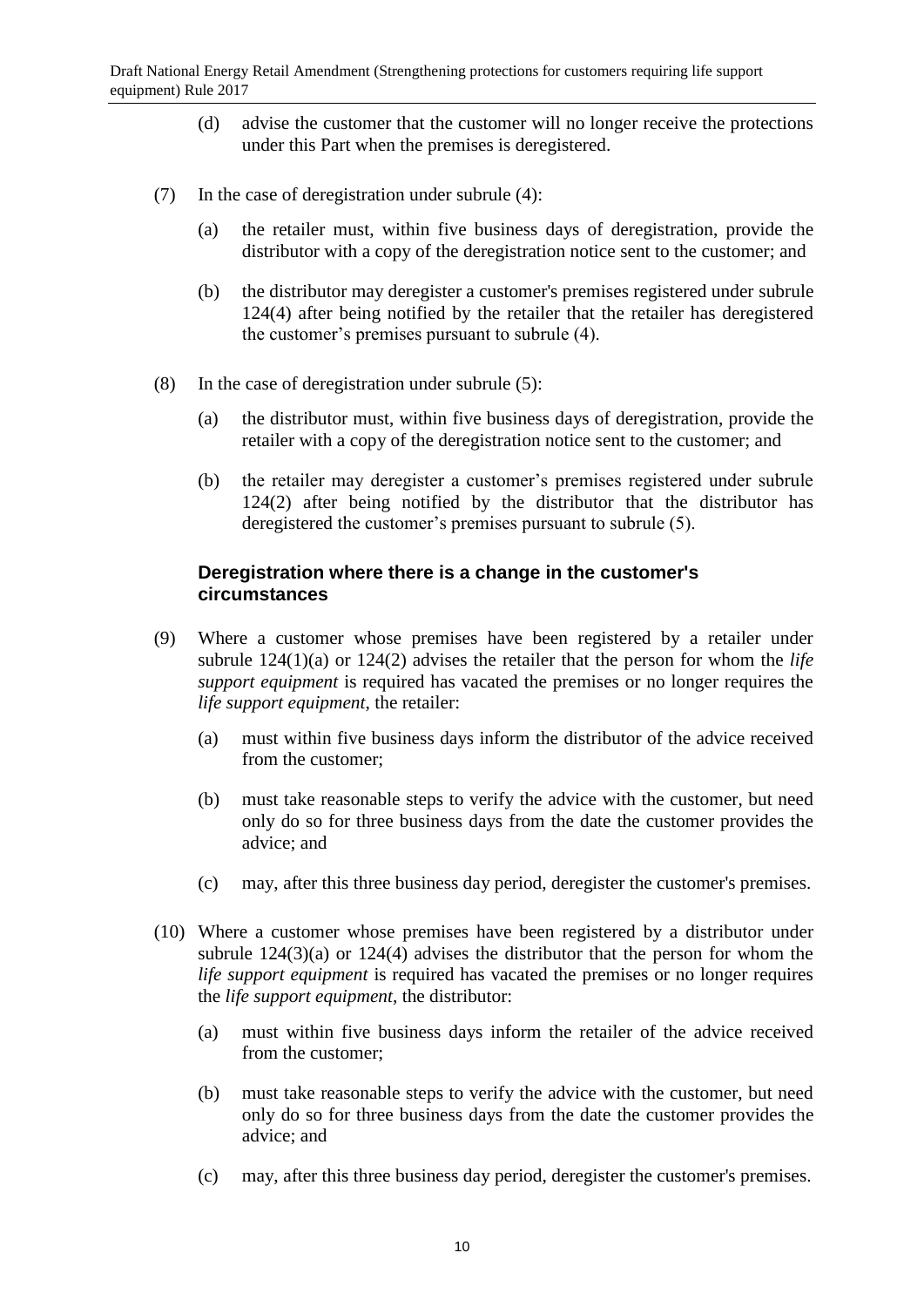(d) advise the customer that the customer will no longer receive the protections under this Part when the premises is deregistered.

(7) In the case of deregistration under subrule (4):

(a) the retailer must, within five business days of deregistration, provide the distributor with a copy of the deregistration notice sent to the customer; and

(b) the distributor may deregister a customer's premises registered under subrule 124(4) after being notified by the retailer that the retailer has deregistered the customer's premises pursuant to subrule (4).

(8) In the case of deregistration under subrule (5):

(a) the distributor must, within five business days of deregistration, provide the retailer with a copy of the deregistration notice sent to the customer; and

(b) the retailer may deregister a customer's premises registered under subrule 124(2) after being notified by the distributor that the distributor has deregistered the customer's premises pursuant to subrule (5).

### Deregistration where there is a change in the customer's circumstances

(9) Where a customer whose premises have been registered by a retailer under subrule 124(1)(a) or 124(2) advises the retailer that the person for whom the *life support equipment* is required has vacated the premises or no longer requires the *life support equipment*, the retailer:

(a) must within five business days inform the distributor of the advice received from the customer;

(b) must take reasonable steps to verify the advice with the customer, but need only do so for three business days from the date the customer provides the advice; and

(c) may, after this three business day period, deregister the customer's premises.

(10) Where a customer whose premises have been registered by a distributor under subrule 124(3)(a) or 124(4) advises the distributor that the person for whom the *life support equipment* is required has vacated the premises or no longer requires the *life support equipment*, the distributor:

(a) must within five business days inform the retailer of the advice received from the customer;

(b) must take reasonable steps to verify the advice with the customer, but need only do so for three business days from the date the customer provides the advice; and

(c) may, after this three business day period, deregister the customer's premises.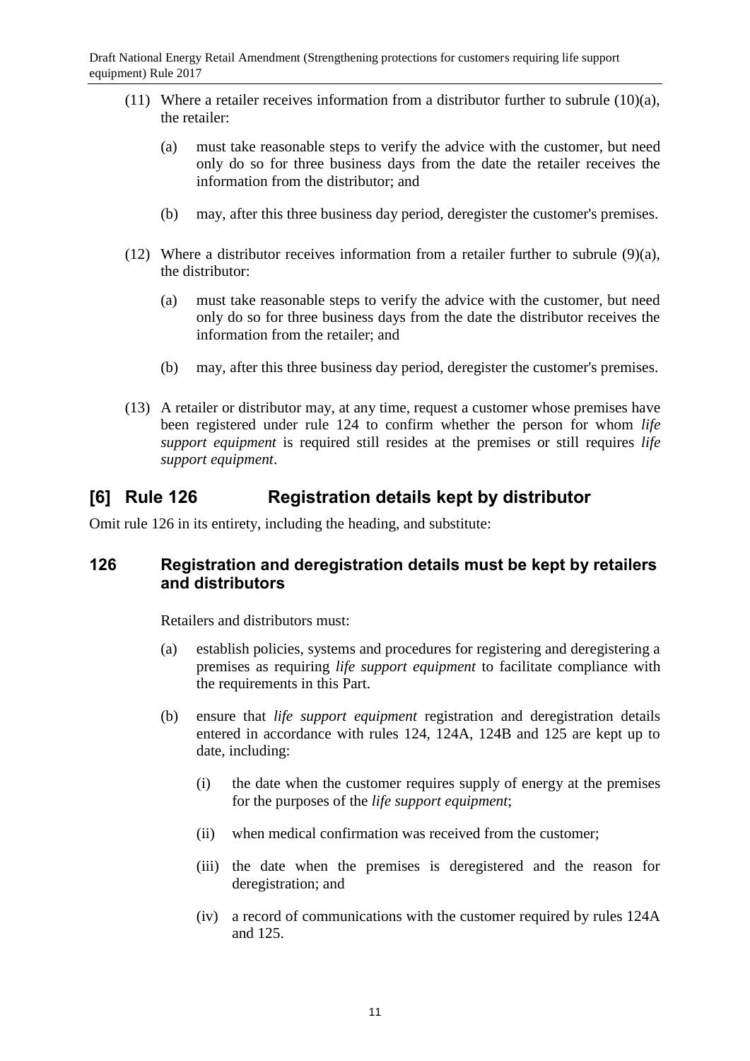(11) Where a retailer receives information from a distributor further to subrule (10)(a), the retailer:

(a) must take reasonable steps to verify the advice with the customer, but need only do so for three business days from the date the retailer receives the information from the distributor; and

(b) may, after this three business day period, deregister the customer's premises.

(12) Where a distributor receives information from a retailer further to subrule (9)(a), the distributor:

(a) must take reasonable steps to verify the advice with the customer, but need only do so for three business days from the date the distributor receives the information from the retailer; and

(b) may, after this three business day period, deregister the customer's premises.

(13) A retailer or distributor may, at any time, request a customer whose premises have been registered under rule 124 to confirm whether the person for whom *life support equipment* is required still resides at the premises or still requires *life support equipment*.

## [6] Rule 126 Registration details kept by distributor

Omit rule 126 in its entirety, including the heading, and substitute:

### 126 Registration and deregistration details must be kept by retailers and distributors

Retailers and distributors must:

(a) establish policies, systems and procedures for registering and deregistering a premises as requiring *life support equipment* to facilitate compliance with the requirements in this Part.

(b) ensure that *life support equipment* registration and deregistration details entered in accordance with rules 124, 124A, 124B and 125 are kept up to date, including:

(i) the date when the customer requires supply of energy at the premises for the purposes of the *life support equipment*;

(ii) when medical confirmation was received from the customer;

(iii) the date when the premises is deregistered and the reason for deregistration; and

(iv) a record of communications with the customer required by rules 124A and 125.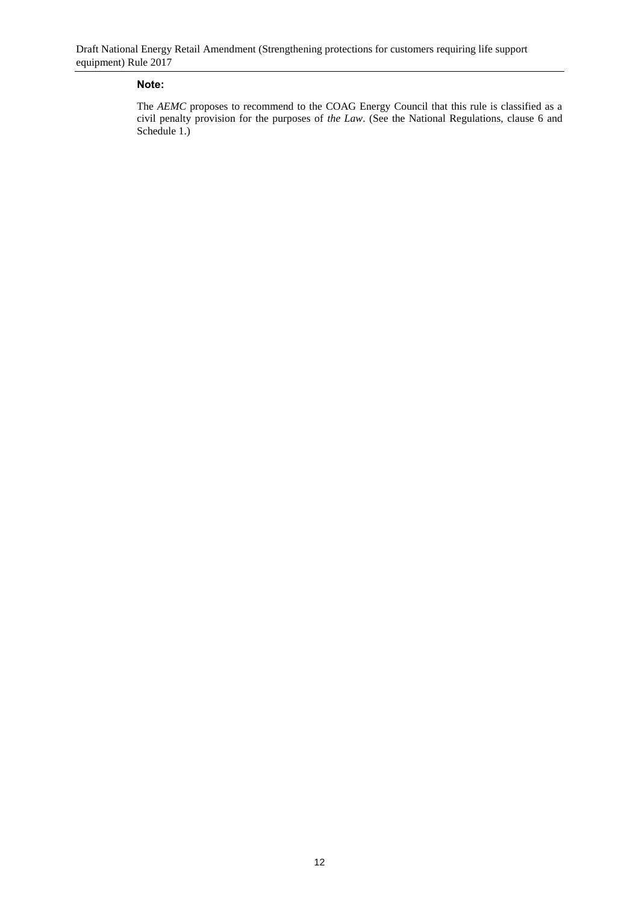**Note:**

The *AEMC* proposes to recommend to the COAG Energy Council that this rule is classified as a civil penalty provision for the purposes of *the Law*. (See the National Regulations, clause 6 and Schedule 1.)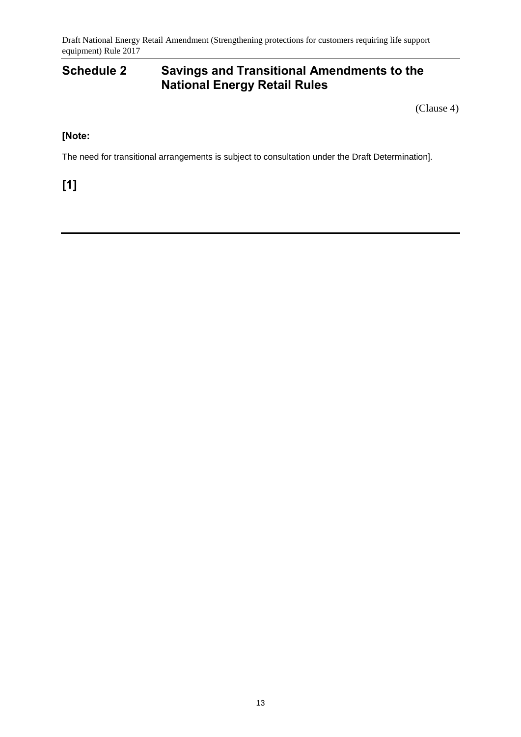# Schedule 2 Savings and Transitional Amendments to the National Energy Retail Rules

(Clause 4)

**[Note:**

The need for transitional arrangements is subject to consultation under the Draft Determination].

## [1]